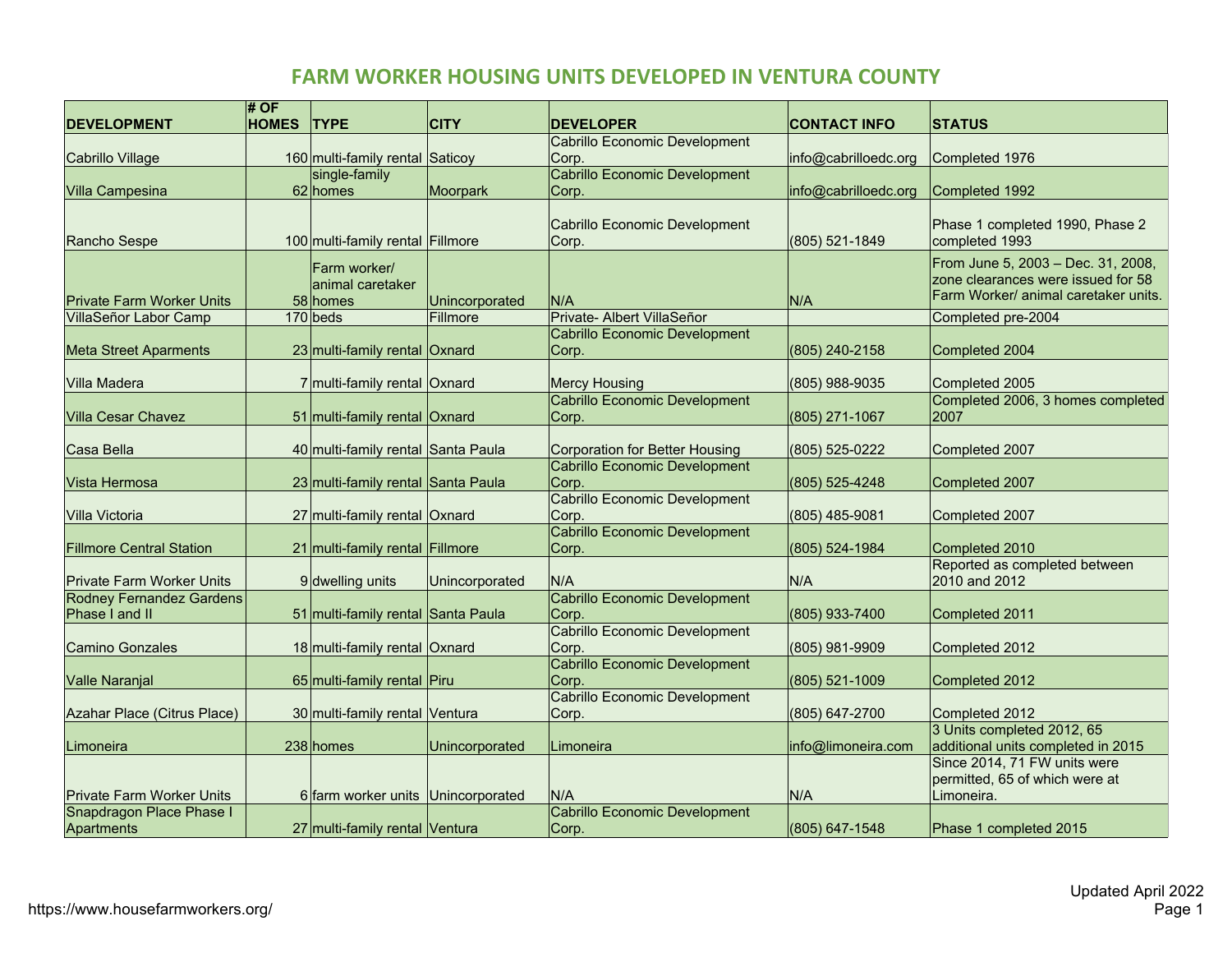# FARM WORKER HOUSING UNITS DEVELOPED IN VENTURA COUNTY

| DEVELOPMENT | # OF HOMES | TYPE | CITY | DEVELOPER | CONTACT INFO | STATUS |
|---|---|---|---|---|---|---|
| Cabrillo Village | 160 | multi-family rental | Saticoy | Cabrillo Economic Development Corp. | info@cabrilloedc.org | Completed 1976 |
| Villa Campesina | 62 | single-family homes | Moorpark | Cabrillo Economic Development Corp. | info@cabrilloedc.org | Completed 1992 |
| Rancho Sespe | 100 | multi-family rental | Fillmore | Cabrillo Economic Development Corp. | (805) 521-1849 | Phase 1 completed 1990, Phase 2 completed 1993 |
| Private Farm Worker Units | 58 | Farm worker/ animal caretaker homes | Unincorporated | N/A | N/A | From June 5, 2003 – Dec. 31, 2008, zone clearances were issued for 58 Farm Worker/ animal caretaker units. |
| VillaSeñor Labor Camp | 170 | beds | Fillmore | Private- Albert VillaSeñor | | Completed pre-2004 |
| Meta Street Aparments | 23 | multi-family rental | Oxnard | Cabrillo Economic Development Corp. | (805) 240-2158 | Completed 2004 |
| Villa Madera | 7 | multi-family rental | Oxnard | Mercy Housing | (805) 988-9035 | Completed 2005 |
| Villa Cesar Chavez | 51 | multi-family rental | Oxnard | Cabrillo Economic Development Corp. | (805) 271-1067 | Completed 2006, 3 homes completed 2007 |
| Casa Bella | 40 | multi-family rental | Santa Paula | Corporation for Better Housing | (805) 525-0222 | Completed 2007 |
| Vista Hermosa | 23 | multi-family rental | Santa Paula | Cabrillo Economic Development Corp. | (805) 525-4248 | Completed 2007 |
| Villa Victoria | 27 | multi-family rental | Oxnard | Cabrillo Economic Development Corp. | (805) 485-9081 | Completed 2007 |
| Fillmore Central Station | 21 | multi-family rental | Fillmore | Cabrillo Economic Development Corp. | (805) 524-1984 | Completed 2010 |
| Private Farm Worker Units | 9 | dwelling units | Unincorporated | N/A | N/A | Reported as completed between 2010 and 2012 |
| Rodney Fernandez Gardens Phase I and II | 51 | multi-family rental | Santa Paula | Cabrillo Economic Development Corp. | (805) 933-7400 | Completed 2011 |
| Camino Gonzales | 18 | multi-family rental | Oxnard | Cabrillo Economic Development Corp. | (805) 981-9909 | Completed 2012 |
| Valle Naranjal | 65 | multi-family rental | Piru | Cabrillo Economic Development Corp. | (805) 521-1009 | Completed 2012 |
| Azahar Place (Citrus Place) | 30 | multi-family rental | Ventura | Cabrillo Economic Development Corp. | (805) 647-2700 | Completed 2012 |
| Limoneira | 238 | homes | Unincorporated | Limoneira | info@limoneira.com | 3 Units completed 2012, 65 additional units completed in 2015 |
| Private Farm Worker Units | 6 | farm worker units | Unincorporated | N/A | N/A | Since 2014, 71 FW units were permitted, 65 of which were at Limoneira. |
| Snapdragon Place Phase I Apartments | 27 | multi-family rental | Ventura | Cabrillo Economic Development Corp. | (805) 647-1548 | Phase 1 completed 2015 |

https://www.housefarmworkers.org/

Updated April 2022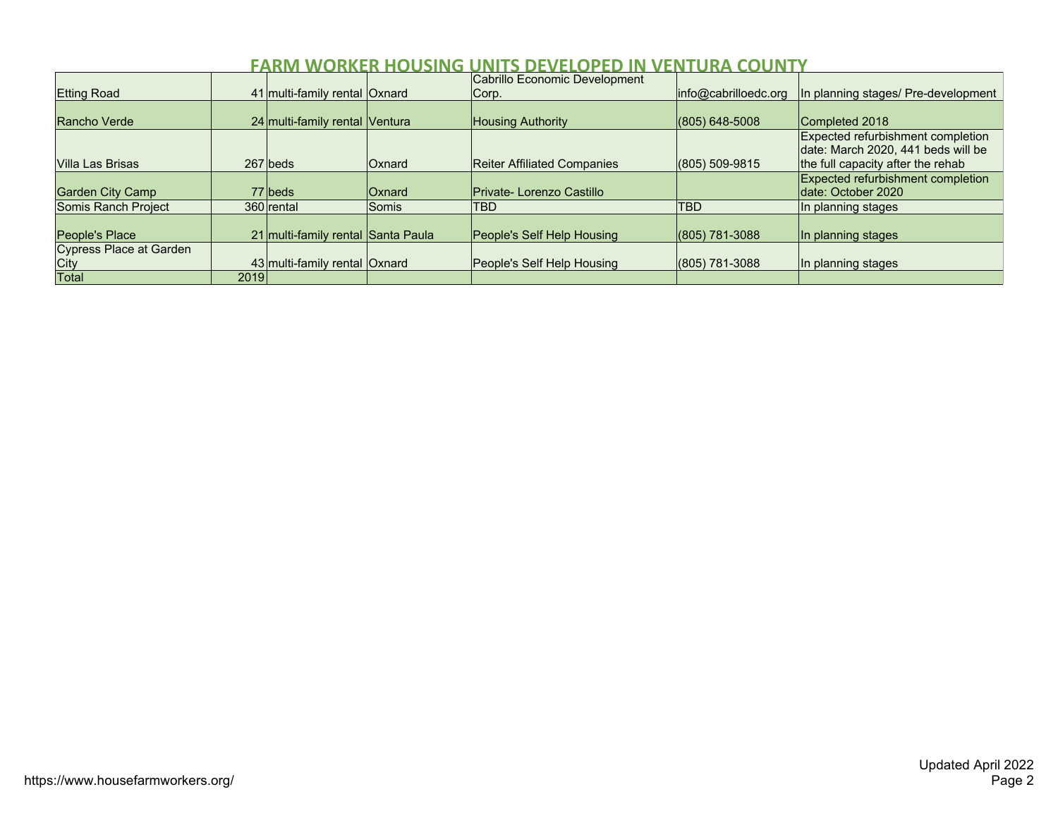# FARM WORKER HOUSING UNITS DEVELOPED IN VENTURA COUNTY

| | | | | | | |
|---|---|---|---|---|---|---|
| Etting Road | 41 | multi-family rental | Oxnard | Cabrillo Economic Development Corp. | info@cabrilloedc.org | In planning stages/ Pre-development |
| Rancho Verde | 24 | multi-family rental | Ventura | Housing Authority | (805) 648-5008 | Completed 2018 |
| Villa Las Brisas | 267 | beds | Oxnard | Reiter Affiliated Companies | (805) 509-9815 | Expected refurbishment completion date: March 2020, 441 beds will be the full capacity after the rehab |
| Garden City Camp | 77 | beds | Oxnard | Private- Lorenzo Castillo | | Expected refurbishment completion date: October 2020 |
| Somis Ranch Project | 360 | rental | Somis | TBD | TBD | In planning stages |
| People's Place | 21 | multi-family rental | Santa Paula | People's Self Help Housing | (805) 781-3088 | In planning stages |
| Cypress Place at Garden City | 43 | multi-family rental | Oxnard | People's Self Help Housing | (805) 781-3088 | In planning stages |
| Total | 2019 | | | | | |

https://www.housefarmworkers.org/

Updated April 2022